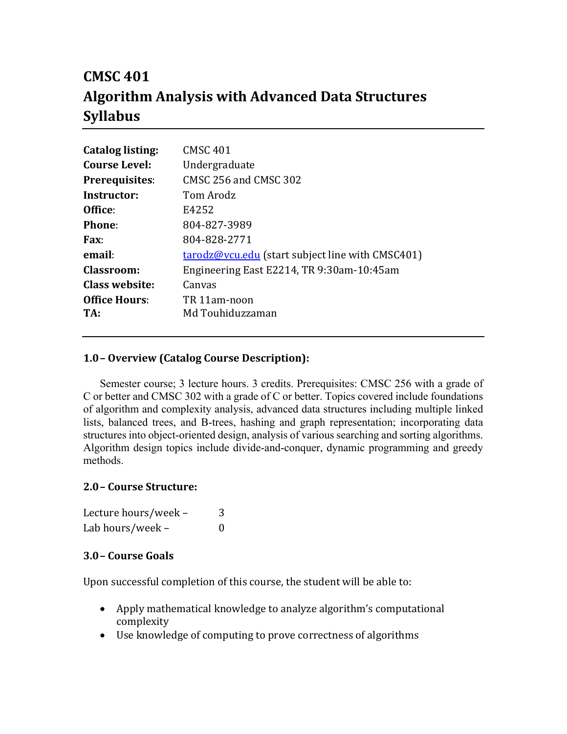# CMSC 401
# Algorithm Analysis with Advanced Data Structures
# Syllabus

| | |
|---|---|
| **Catalog listing:** | CMSC 401 |
| **Course Level:** | Undergraduate |
| **Prerequisites**: | CMSC 256 and CMSC 302 |
| **Instructor:** | Tom Arodz |
| **Office**: | E4252 |
| **Phone**: | 804-827-3989 |
| **Fax**: | 804-828-2771 |
| **email**: | tarodz@vcu.edu (start subject line with CMSC401) |
| **Classroom:** | Engineering East E2214, TR 9:30am-10:45am |
| **Class website:** | Canvas |
| **Office Hours**: | TR 11am-noon |
| **TA:** | Md Touhiduzzaman |

### 1.0 – Overview (Catalog Course Description):

Semester course; 3 lecture hours. 3 credits. Prerequisites: CMSC 256 with a grade of C or better and CMSC 302 with a grade of C or better. Topics covered include foundations of algorithm and complexity analysis, advanced data structures including multiple linked lists, balanced trees, and B-trees, hashing and graph representation; incorporating data structures into object-oriented design, analysis of various searching and sorting algorithms. Algorithm design topics include divide-and-conquer, dynamic programming and greedy methods.

### 2.0 – Course Structure:

Lecture hours/week – 3
Lab hours/week – 0

### 3.0 – Course Goals

Upon successful completion of this course, the student will be able to:

- Apply mathematical knowledge to analyze algorithm's computational complexity
- Use knowledge of computing to prove correctness of algorithms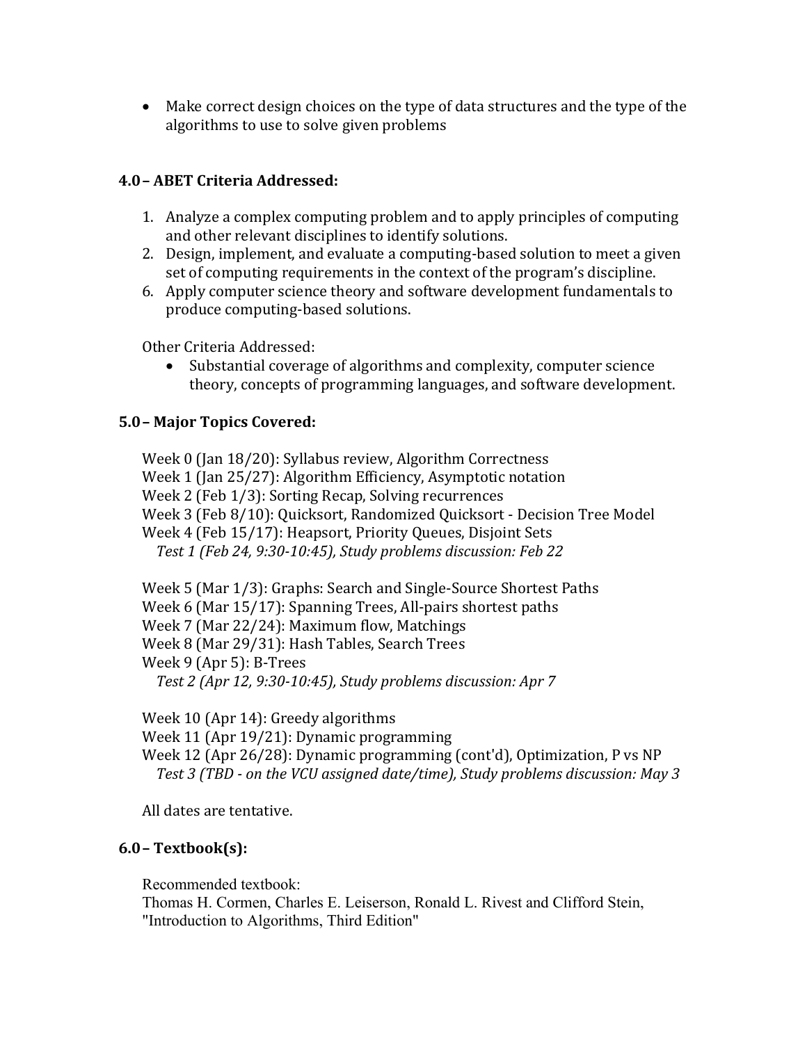- Make correct design choices on the type of data structures and the type of the algorithms to use to solve given problems

## 4.0 – ABET Criteria Addressed:

1. Analyze a complex computing problem and to apply principles of computing and other relevant disciplines to identify solutions.
2. Design, implement, and evaluate a computing-based solution to meet a given set of computing requirements in the context of the program's discipline.
6. Apply computer science theory and software development fundamentals to produce computing-based solutions.

Other Criteria Addressed:

- Substantial coverage of algorithms and complexity, computer science theory, concepts of programming languages, and software development.

## 5.0 – Major Topics Covered:

Week 0 (Jan 18/20): Syllabus review, Algorithm Correctness
Week 1 (Jan 25/27): Algorithm Efficiency, Asymptotic notation
Week 2 (Feb 1/3): Sorting Recap, Solving recurrences
Week 3 (Feb 8/10): Quicksort, Randomized Quicksort - Decision Tree Model
Week 4 (Feb 15/17): Heapsort, Priority Queues, Disjoint Sets
*Test 1 (Feb 24, 9:30-10:45), Study problems discussion: Feb 22*

Week 5 (Mar 1/3): Graphs: Search and Single-Source Shortest Paths
Week 6 (Mar 15/17): Spanning Trees, All-pairs shortest paths
Week 7 (Mar 22/24): Maximum flow, Matchings
Week 8 (Mar 29/31): Hash Tables, Search Trees
Week 9 (Apr 5): B-Trees
*Test 2 (Apr 12, 9:30-10:45), Study problems discussion: Apr 7*

Week 10 (Apr 14): Greedy algorithms
Week 11 (Apr 19/21): Dynamic programming
Week 12 (Apr 26/28): Dynamic programming (cont'd), Optimization, P vs NP
*Test 3 (TBD - on the VCU assigned date/time), Study problems discussion: May 3*

All dates are tentative.

## 6.0 – Textbook(s):

Recommended textbook:
Thomas H. Cormen, Charles E. Leiserson, Ronald L. Rivest and Clifford Stein, "Introduction to Algorithms, Third Edition"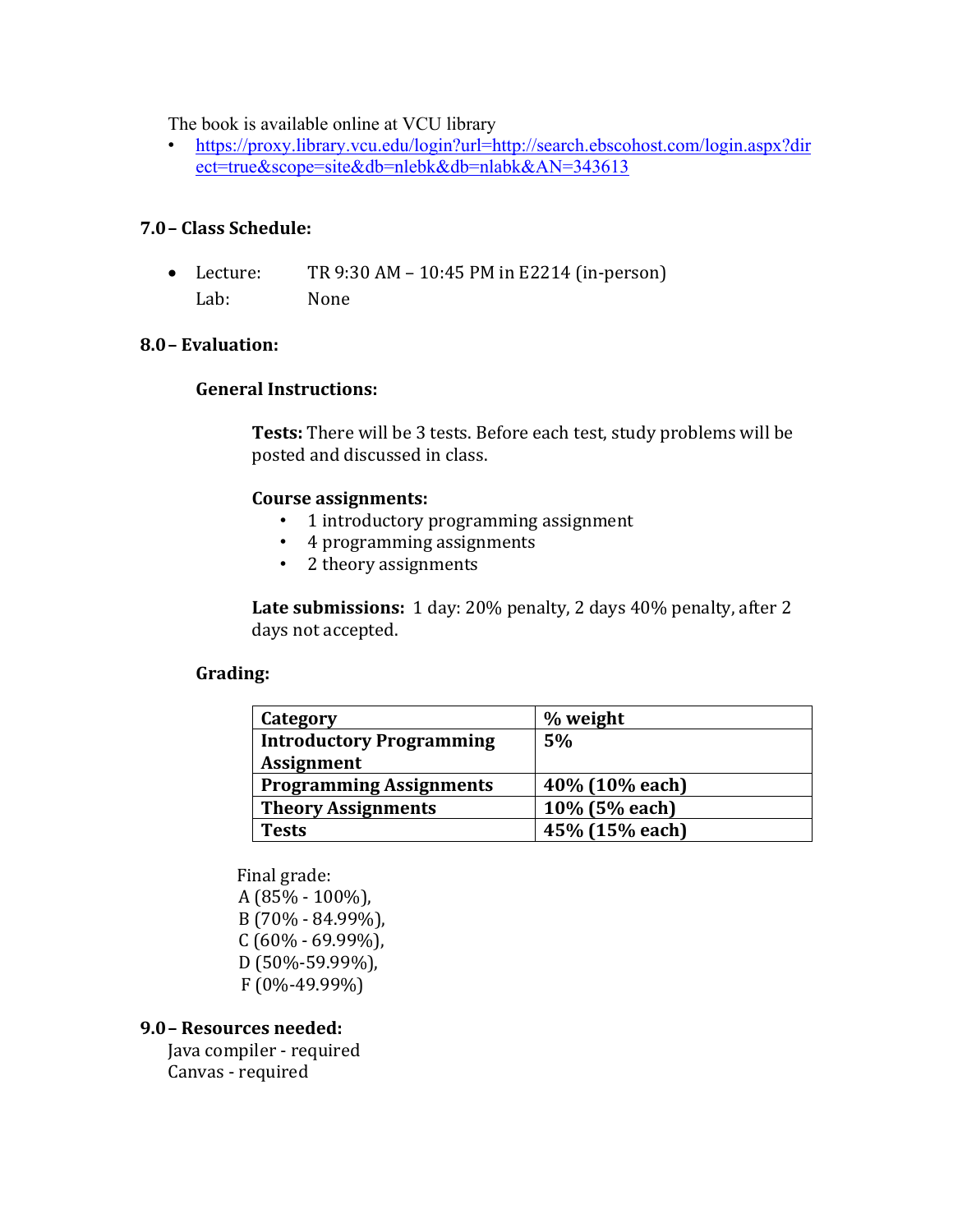The book is available online at VCU library

- https://proxy.library.vcu.edu/login?url=http://search.ebscohost.com/login.aspx?direct=true&scope=site&db=nlebk&db=nlabk&AN=343613

## 7.0 – Class Schedule:

- Lecture: TR 9:30 AM – 10:45 PM in E2214 (in-person)
  Lab: None

## 8.0 – Evaluation:

### General Instructions:

**Tests:** There will be 3 tests. Before each test, study problems will be posted and discussed in class.

**Course assignments:**

- 1 introductory programming assignment
- 4 programming assignments
- 2 theory assignments

**Late submissions:** 1 day: 20% penalty, 2 days 40% penalty, after 2 days not accepted.

### Grading:

| Category | % weight |
|---|---|
| **Introductory Programming Assignment** | **5%** |
| **Programming Assignments** | **40% (10% each)** |
| **Theory Assignments** | **10% (5% each)** |
| **Tests** | **45% (15% each)** |

Final grade:
A (85% - 100%),
B (70% - 84.99%),
C (60% - 69.99%),
D (50%-59.99%),
F (0%-49.99%)

## 9.0 – Resources needed:

Java compiler - required
Canvas - required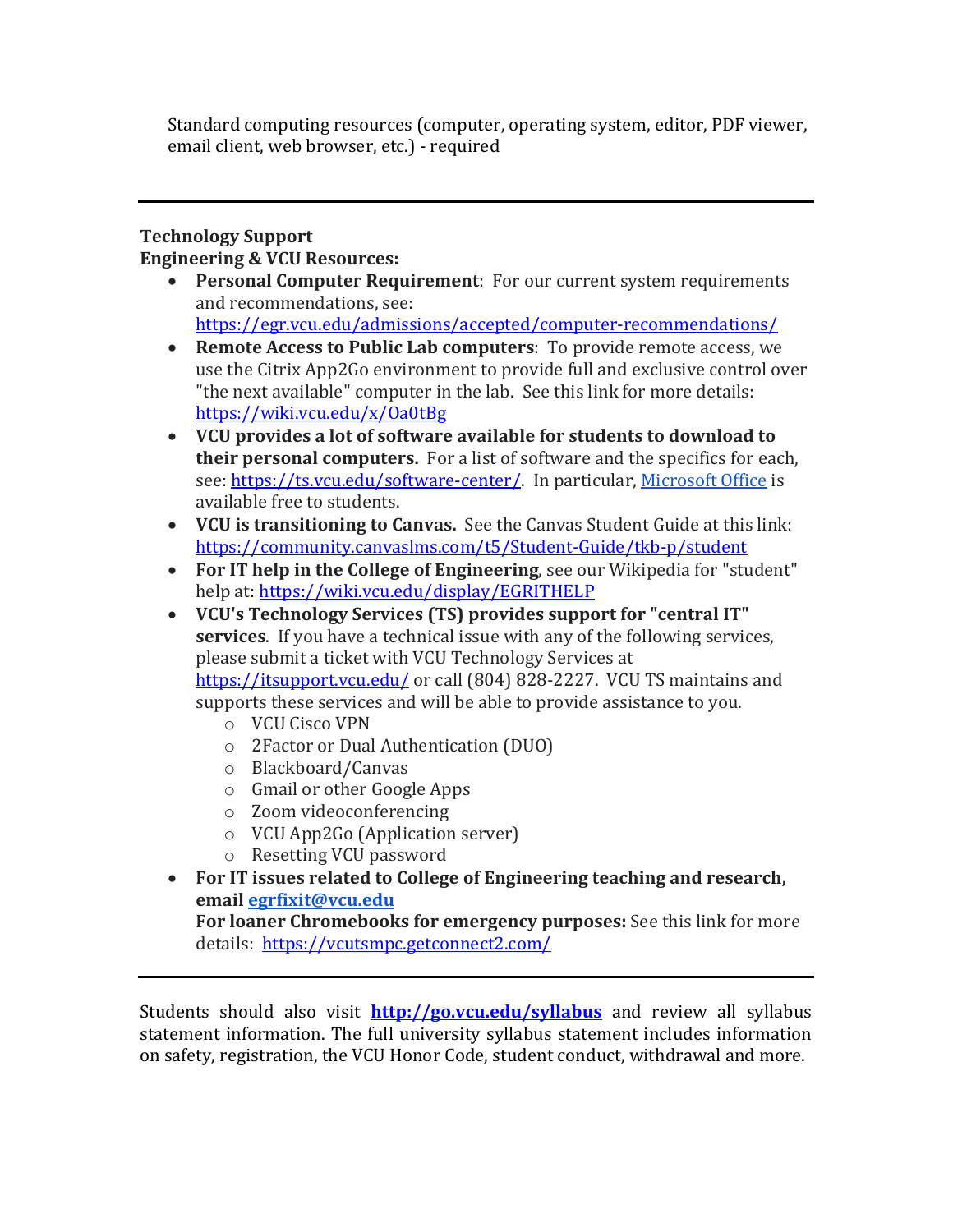Standard computing resources (computer, operating system, editor, PDF viewer, email client, web browser, etc.) - required

---

**Technology Support**
**Engineering & VCU Resources:**

- **Personal Computer Requirement**: For our current system requirements and recommendations, see: https://egr.vcu.edu/admissions/accepted/computer-recommendations/
- **Remote Access to Public Lab computers**: To provide remote access, we use the Citrix App2Go environment to provide full and exclusive control over "the next available" computer in the lab. See this link for more details: https://wiki.vcu.edu/x/Oa0tBg
- **VCU provides a lot of software available for students to download to their personal computers.** For a list of software and the specifics for each, see: https://ts.vcu.edu/software-center/. In particular, Microsoft Office is available free to students.
- **VCU is transitioning to Canvas.** See the Canvas Student Guide at this link: https://community.canvaslms.com/t5/Student-Guide/tkb-p/student
- **For IT help in the College of Engineering**, see our Wikipedia for "student" help at: https://wiki.vcu.edu/display/EGRITHELP
- **VCU's Technology Services (TS) provides support for "central IT" services**. If you have a technical issue with any of the following services, please submit a ticket with VCU Technology Services at https://itsupport.vcu.edu/ or call (804) 828-2227. VCU TS maintains and supports these services and will be able to provide assistance to you.
  - VCU Cisco VPN
  - 2Factor or Dual Authentication (DUO)
  - Blackboard/Canvas
  - Gmail or other Google Apps
  - Zoom videoconferencing
  - VCU App2Go (Application server)
  - Resetting VCU password
- **For IT issues related to College of Engineering teaching and research, email egrfixit@vcu.edu**
  **For loaner Chromebooks for emergency purposes:** See this link for more details: https://vcutsmpc.getconnect2.com/

---

Students should also visit **http://go.vcu.edu/syllabus** and review all syllabus statement information. The full university syllabus statement includes information on safety, registration, the VCU Honor Code, student conduct, withdrawal and more.